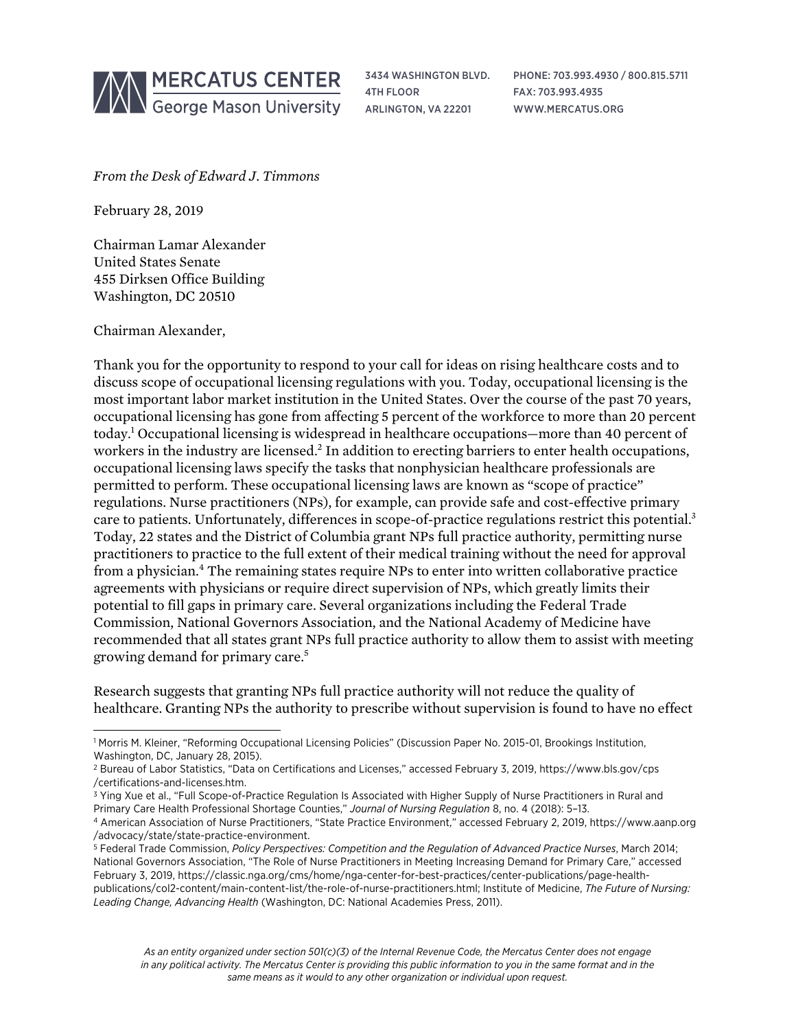MERCATUS CENTER
George Mason University

3434 WASHINGTON BLVD.
4TH FLOOR
ARLINGTON, VA 22201

PHONE: 703.993.4930 / 800.815.5711
FAX: 703.993.4935
WWW.MERCATUS.ORG

*From the Desk of Edward J. Timmons*

February 28, 2019

Chairman Lamar Alexander
United States Senate
455 Dirksen Office Building
Washington, DC 20510

Chairman Alexander,

Thank you for the opportunity to respond to your call for ideas on rising healthcare costs and to discuss scope of occupational licensing regulations with you. Today, occupational licensing is the most important labor market institution in the United States. Over the course of the past 70 years, occupational licensing has gone from affecting 5 percent of the workforce to more than 20 percent today.[1] Occupational licensing is widespread in healthcare occupations—more than 40 percent of workers in the industry are licensed.[2] In addition to erecting barriers to enter health occupations, occupational licensing laws specify the tasks that nonphysician healthcare professionals are permitted to perform. These occupational licensing laws are known as "scope of practice" regulations. Nurse practitioners (NPs), for example, can provide safe and cost-effective primary care to patients. Unfortunately, differences in scope-of-practice regulations restrict this potential.[3] Today, 22 states and the District of Columbia grant NPs full practice authority, permitting nurse practitioners to practice to the full extent of their medical training without the need for approval from a physician.[4] The remaining states require NPs to enter into written collaborative practice agreements with physicians or require direct supervision of NPs, which greatly limits their potential to fill gaps in primary care. Several organizations including the Federal Trade Commission, National Governors Association, and the National Academy of Medicine have recommended that all states grant NPs full practice authority to allow them to assist with meeting growing demand for primary care.[5]

Research suggests that granting NPs full practice authority will not reduce the quality of healthcare. Granting NPs the authority to prescribe without supervision is found to have no effect

---

[1] Morris M. Kleiner, "Reforming Occupational Licensing Policies" (Discussion Paper No. 2015-01, Brookings Institution, Washington, DC, January 28, 2015).

[2] Bureau of Labor Statistics, "Data on Certifications and Licenses," accessed February 3, 2019, https://www.bls.gov/cps/certifications-and-licenses.htm.

[3] Ying Xue et al., "Full Scope-of-Practice Regulation Is Associated with Higher Supply of Nurse Practitioners in Rural and Primary Care Health Professional Shortage Counties," *Journal of Nursing Regulation* 8, no. 4 (2018): 5–13.

[4] American Association of Nurse Practitioners, "State Practice Environment," accessed February 2, 2019, https://www.aanp.org/advocacy/state/state-practice-environment.

[5] Federal Trade Commission, *Policy Perspectives: Competition and the Regulation of Advanced Practice Nurses*, March 2014; National Governors Association, "The Role of Nurse Practitioners in Meeting Increasing Demand for Primary Care," accessed February 3, 2019, https://classic.nga.org/cms/home/nga-center-for-best-practices/center-publications/page-health-publications/col2-content/main-content-list/the-role-of-nurse-practitioners.html; Institute of Medicine, *The Future of Nursing: Leading Change, Advancing Health* (Washington, DC: National Academies Press, 2011).

*As an entity organized under section 501(c)(3) of the Internal Revenue Code, the Mercatus Center does not engage in any political activity. The Mercatus Center is providing this public information to you in the same format and in the same means as it would to any other organization or individual upon request.*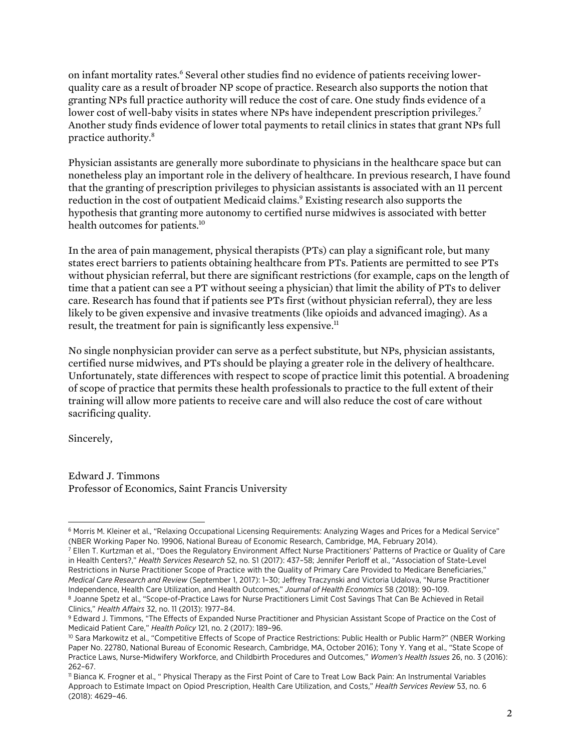on infant mortality rates.[6] Several other studies find no evidence of patients receiving lower-quality care as a result of broader NP scope of practice. Research also supports the notion that granting NPs full practice authority will reduce the cost of care. One study finds evidence of a lower cost of well-baby visits in states where NPs have independent prescription privileges.[7] Another study finds evidence of lower total payments to retail clinics in states that grant NPs full practice authority.[8]

Physician assistants are generally more subordinate to physicians in the healthcare space but can nonetheless play an important role in the delivery of healthcare. In previous research, I have found that the granting of prescription privileges to physician assistants is associated with an 11 percent reduction in the cost of outpatient Medicaid claims.[9] Existing research also supports the hypothesis that granting more autonomy to certified nurse midwives is associated with better health outcomes for patients.[10]

In the area of pain management, physical therapists (PTs) can play a significant role, but many states erect barriers to patients obtaining healthcare from PTs. Patients are permitted to see PTs without physician referral, but there are significant restrictions (for example, caps on the length of time that a patient can see a PT without seeing a physician) that limit the ability of PTs to deliver care. Research has found that if patients see PTs first (without physician referral), they are less likely to be given expensive and invasive treatments (like opioids and advanced imaging). As a result, the treatment for pain is significantly less expensive.[11]

No single nonphysician provider can serve as a perfect substitute, but NPs, physician assistants, certified nurse midwives, and PTs should be playing a greater role in the delivery of healthcare. Unfortunately, state differences with respect to scope of practice limit this potential. A broadening of scope of practice that permits these health professionals to practice to the full extent of their training will allow more patients to receive care and will also reduce the cost of care without sacrificing quality.

Sincerely,

Edward J. Timmons
Professor of Economics, Saint Francis University

---

[6] Morris M. Kleiner et al., "Relaxing Occupational Licensing Requirements: Analyzing Wages and Prices for a Medical Service" (NBER Working Paper No. 19906, National Bureau of Economic Research, Cambridge, MA, February 2014).

[7] Ellen T. Kurtzman et al., "Does the Regulatory Environment Affect Nurse Practitioners' Patterns of Practice or Quality of Care in Health Centers?," *Health Services Research* 52, no. S1 (2017): 437–58; Jennifer Perloff et al., "Association of State-Level Restrictions in Nurse Practitioner Scope of Practice with the Quality of Primary Care Provided to Medicare Beneficiaries," *Medical Care Research and Review* (September 1, 2017): 1–30; Jeffrey Traczynski and Victoria Udalova, "Nurse Practitioner Independence, Health Care Utilization, and Health Outcomes," *Journal of Health Economics* 58 (2018): 90–109.

[8] Joanne Spetz et al., "Scope-of-Practice Laws for Nurse Practitioners Limit Cost Savings That Can Be Achieved in Retail Clinics," *Health Affairs* 32, no. 11 (2013): 1977–84.

[9] Edward J. Timmons, "The Effects of Expanded Nurse Practitioner and Physician Assistant Scope of Practice on the Cost of Medicaid Patient Care," *Health Policy* 121, no. 2 (2017): 189–96.

[10] Sara Markowitz et al., "Competitive Effects of Scope of Practice Restrictions: Public Health or Public Harm?" (NBER Working Paper No. 22780, National Bureau of Economic Research, Cambridge, MA, October 2016); Tony Y. Yang et al., "State Scope of Practice Laws, Nurse-Midwifery Workforce, and Childbirth Procedures and Outcomes," *Women's Health Issues* 26, no. 3 (2016): 262–67.

[11] Bianca K. Frogner et al., " Physical Therapy as the First Point of Care to Treat Low Back Pain: An Instrumental Variables Approach to Estimate Impact on Opiod Prescription, Health Care Utilization, and Costs," *Health Services Review* 53, no. 6 (2018): 4629–46.